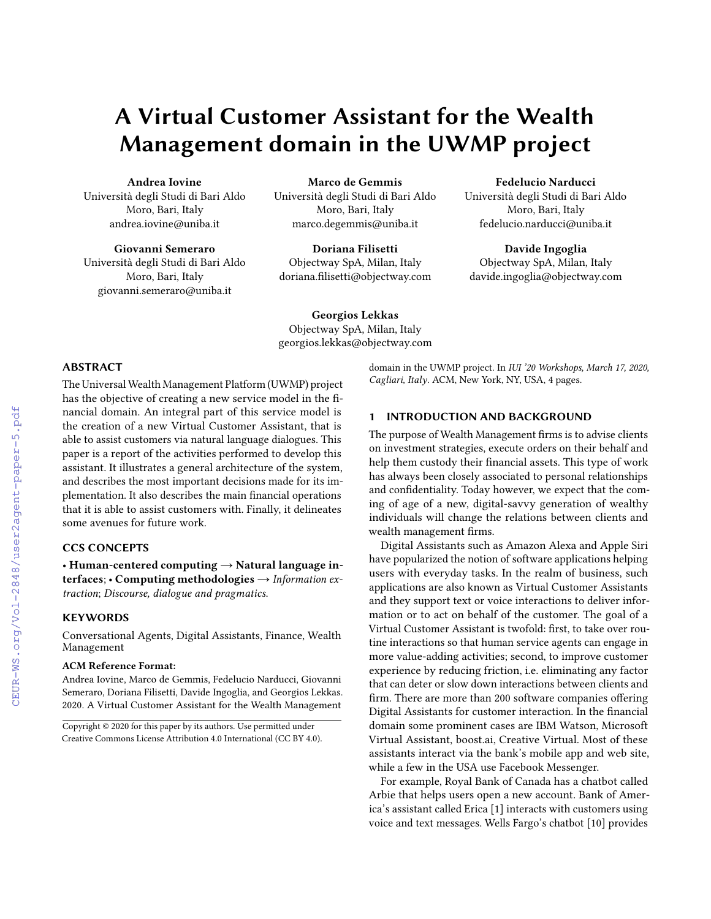# A Virtual Customer Assistant for the Wealth Management domain in the UWMP project

**Andrea Iovine**
Università degli Studi di Bari Aldo Moro, Bari, Italy
andrea.iovine@uniba.it

**Marco de Gemmis**
Università degli Studi di Bari Aldo Moro, Bari, Italy
marco.degemmis@uniba.it

**Fedelucio Narducci**
Università degli Studi di Bari Aldo Moro, Bari, Italy
fedelucio.narducci@uniba.it

**Giovanni Semeraro**
Università degli Studi di Bari Aldo Moro, Bari, Italy
giovanni.semeraro@uniba.it

**Doriana Filisetti**
Objectway SpA, Milan, Italy
doriana.filisetti@objectway.com

**Davide Ingoglia**
Objectway SpA, Milan, Italy
davide.ingoglia@objectway.com

**Georgios Lekkas**
Objectway SpA, Milan, Italy
georgios.lekkas@objectway.com

## ABSTRACT

The Universal Wealth Management Platform (UWMP) project has the objective of creating a new service model in the financial domain. An integral part of this service model is the creation of a new Virtual Customer Assistant, that is able to assist customers via natural language dialogues. This paper is a report of the activities performed to develop this assistant. It illustrates a general architecture of the system, and describes the most important decisions made for its implementation. It also describes the main financial operations that it is able to assist customers with. Finally, it delineates some avenues for future work.

## CCS CONCEPTS

• **Human-centered computing → Natural language interfaces**; • **Computing methodologies →** *Information extraction*; *Discourse, dialogue and pragmatics.*

## KEYWORDS

Conversational Agents, Digital Assistants, Finance, Wealth Management

**ACM Reference Format:**
Andrea Iovine, Marco de Gemmis, Fedelucio Narducci, Giovanni Semeraro, Doriana Filisetti, Davide Ingoglia, and Georgios Lekkas. 2020. A Virtual Customer Assistant for the Wealth Management domain in the UWMP project. In *IUI '20 Workshops, March 17, 2020, Cagliari, Italy*. ACM, New York, NY, USA, 4 pages.

Copyright © 2020 for this paper by its authors. Use permitted under Creative Commons License Attribution 4.0 International (CC BY 4.0).

## 1 INTRODUCTION AND BACKGROUND

The purpose of Wealth Management firms is to advise clients on investment strategies, execute orders on their behalf and help them custody their financial assets. This type of work has always been closely associated to personal relationships and confidentiality. Today however, we expect that the coming of age of a new, digital-savvy generation of wealthy individuals will change the relations between clients and wealth management firms.

Digital Assistants such as Amazon Alexa and Apple Siri have popularized the notion of software applications helping users with everyday tasks. In the realm of business, such applications are also known as Virtual Customer Assistants and they support text or voice interactions to deliver information or to act on behalf of the customer. The goal of a Virtual Customer Assistant is twofold: first, to take over routine interactions so that human service agents can engage in more value-adding activities; second, to improve customer experience by reducing friction, i.e. eliminating any factor that can deter or slow down interactions between clients and firm. There are more than 200 software companies offering Digital Assistants for customer interaction. In the financial domain some prominent cases are IBM Watson, Microsoft Virtual Assistant, boost.ai, Creative Virtual. Most of these assistants interact via the bank's mobile app and web site, while a few in the USA use Facebook Messenger.

For example, Royal Bank of Canada has a chatbot called Arbie that helps users open a new account. Bank of America's assistant called Erica [1] interacts with customers using voice and text messages. Wells Fargo's chatbot [10] provides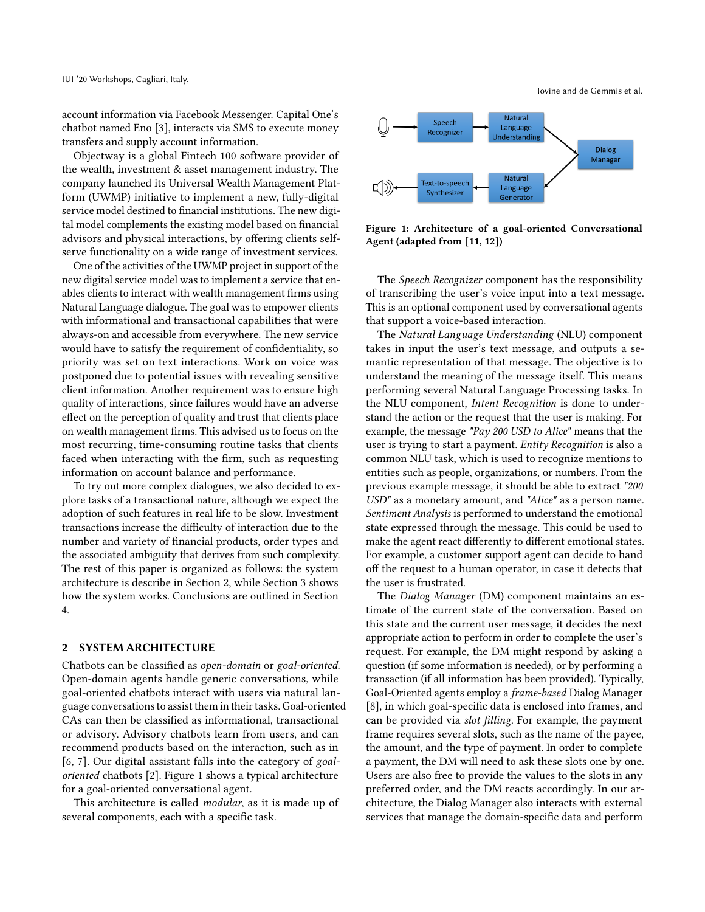account information via Facebook Messenger. Capital One's chatbot named Eno [3], interacts via SMS to execute money transfers and supply account information.

Objectway is a global Fintech 100 software provider of the wealth, investment & asset management industry. The company launched its Universal Wealth Management Platform (UWMP) initiative to implement a new, fully-digital service model destined to financial institutions. The new digital model complements the existing model based on financial advisors and physical interactions, by offering clients self-serve functionality on a wide range of investment services.

One of the activities of the UWMP project in support of the new digital service model was to implement a service that enables clients to interact with wealth management firms using Natural Language dialogue. The goal was to empower clients with informational and transactional capabilities that were always-on and accessible from everywhere. The new service would have to satisfy the requirement of confidentiality, so priority was set on text interactions. Work on voice was postponed due to potential issues with revealing sensitive client information. Another requirement was to ensure high quality of interactions, since failures would have an adverse effect on the perception of quality and trust that clients place on wealth management firms. This advised us to focus on the most recurring, time-consuming routine tasks that clients faced when interacting with the firm, such as requesting information on account balance and performance.

To try out more complex dialogues, we also decided to explore tasks of a transactional nature, although we expect the adoption of such features in real life to be slow. Investment transactions increase the difficulty of interaction due to the number and variety of financial products, order types and the associated ambiguity that derives from such complexity. The rest of this paper is organized as follows: the system architecture is describe in Section 2, while Section 3 shows how the system works. Conclusions are outlined in Section 4.

## 2 SYSTEM ARCHITECTURE

Chatbots can be classified as *open-domain* or *goal-oriented*. Open-domain agents handle generic conversations, while goal-oriented chatbots interact with users via natural language conversations to assist them in their tasks. Goal-oriented CAs can then be classified as informational, transactional or advisory. Advisory chatbots learn from users, and can recommend products based on the interaction, such as in [6, 7]. Our digital assistant falls into the category of *goal-oriented* chatbots [2]. Figure 1 shows a typical architecture for a goal-oriented conversational agent.

This architecture is called *modular*, as it is made up of several components, each with a specific task.

**Figure 1: Architecture of a goal-oriented Conversational Agent (adapted from [11, 12])**

The *Speech Recognizer* component has the responsibility of transcribing the user's voice input into a text message. This is an optional component used by conversational agents that support a voice-based interaction.

The *Natural Language Understanding* (NLU) component takes in input the user's text message, and outputs a semantic representation of that message. The objective is to understand the meaning of the message itself. This means performing several Natural Language Processing tasks. In the NLU component, *Intent Recognition* is done to understand the action or the request that the user is making. For example, the message *"Pay 200 USD to Alice"* means that the user is trying to start a payment. *Entity Recognition* is also a common NLU task, which is used to recognize mentions to entities such as people, organizations, or numbers. From the previous example message, it should be able to extract *"200 USD"* as a monetary amount, and *"Alice"* as a person name. *Sentiment Analysis* is performed to understand the emotional state expressed through the message. This could be used to make the agent react differently to different emotional states. For example, a customer support agent can decide to hand off the request to a human operator, in case it detects that the user is frustrated.

The *Dialog Manager* (DM) component maintains an estimate of the current state of the conversation. Based on this state and the current user message, it decides the next appropriate action to perform in order to complete the user's request. For example, the DM might respond by asking a question (if some information is needed), or by performing a transaction (if all information has been provided). Typically, Goal-Oriented agents employ a *frame-based* Dialog Manager [8], in which goal-specific data is enclosed into frames, and can be provided via *slot filling*. For example, the payment frame requires several slots, such as the name of the payee, the amount, and the type of payment. In order to complete a payment, the DM will need to ask these slots one by one. Users are also free to provide the values to the slots in any preferred order, and the DM reacts accordingly. In our architecture, the Dialog Manager also interacts with external services that manage the domain-specific data and perform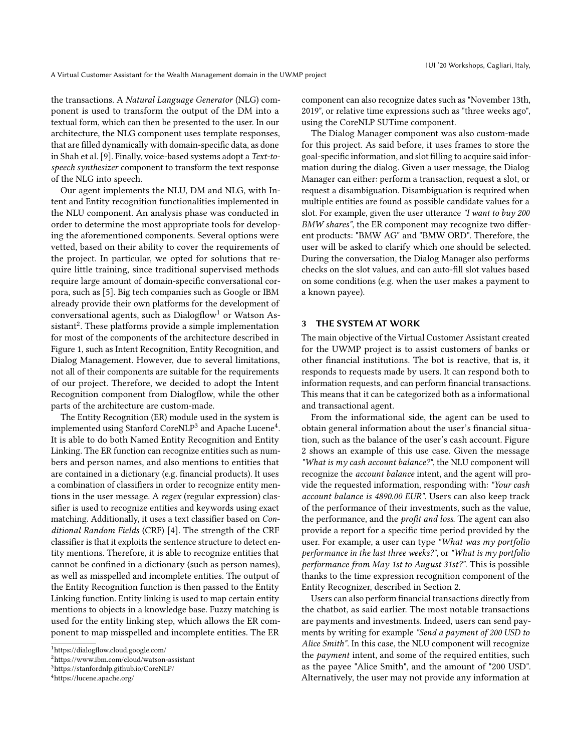the transactions. A *Natural Language Generator* (NLG) component is used to transform the output of the DM into a textual form, which can then be presented to the user. In our architecture, the NLG component uses template responses, that are filled dynamically with domain-specific data, as done in Shah et al. [9]. Finally, voice-based systems adopt a *Text-to-speech synthesizer* component to transform the text response of the NLG into speech.

Our agent implements the NLU, DM and NLG, with Intent and Entity recognition functionalities implemented in the NLU component. An analysis phase was conducted in order to determine the most appropriate tools for developing the aforementioned components. Several options were vetted, based on their ability to cover the requirements of the project. In particular, we opted for solutions that require little training, since traditional supervised methods require large amount of domain-specific conversational corpora, such as [5]. Big tech companies such as Google or IBM already provide their own platforms for the development of conversational agents, such as Dialogflow[1] or Watson Assistant[2]. These platforms provide a simple implementation for most of the components of the architecture described in Figure 1, such as Intent Recognition, Entity Recognition, and Dialog Management. However, due to several limitations, not all of their components are suitable for the requirements of our project. Therefore, we decided to adopt the Intent Recognition component from Dialogflow, while the other parts of the architecture are custom-made.

The Entity Recognition (ER) module used in the system is implemented using Stanford CoreNLP[3] and Apache Lucene[4]. It is able to do both Named Entity Recognition and Entity Linking. The ER function can recognize entities such as numbers and person names, and also mentions to entities that are contained in a dictionary (e.g. financial products). It uses a combination of classifiers in order to recognize entity mentions in the user message. A *regex* (regular expression) classifier is used to recognize entities and keywords using exact matching. Additionally, it uses a text classifier based on *Conditional Random Fields* (CRF) [4]. The strength of the CRF classifier is that it exploits the sentence structure to detect entity mentions. Therefore, it is able to recognize entities that cannot be confined in a dictionary (such as person names), as well as misspelled and incomplete entities. The output of the Entity Recognition function is then passed to the Entity Linking function. Entity linking is used to map certain entity mentions to objects in a knowledge base. Fuzzy matching is used for the entity linking step, which allows the ER component to map misspelled and incomplete entities. The ER component can also recognize dates such as "November 13th, 2019", or relative time expressions such as "three weeks ago", using the CoreNLP SUTime component.

The Dialog Manager component was also custom-made for this project. As said before, it uses frames to store the goal-specific information, and slot filling to acquire said information during the dialog. Given a user message, the Dialog Manager can either: perform a transaction, request a slot, or request a disambiguation. Disambiguation is required when multiple entities are found as possible candidate values for a slot. For example, given the user utterance *"I want to buy 200 BMW shares"*, the ER component may recognize two different products: "BMW AG" and "BMW ORD". Therefore, the user will be asked to clarify which one should be selected. During the conversation, the Dialog Manager also performs checks on the slot values, and can auto-fill slot values based on some conditions (e.g. when the user makes a payment to a known payee).

## 3 THE SYSTEM AT WORK

The main objective of the Virtual Customer Assistant created for the UWMP project is to assist customers of banks or other financial institutions. The bot is reactive, that is, it responds to requests made by users. It can respond both to information requests, and can perform financial transactions. This means that it can be categorized both as a informational and transactional agent.

From the informational side, the agent can be used to obtain general information about the user's financial situation, such as the balance of the user's cash account. Figure 2 shows an example of this use case. Given the message *"What is my cash account balance?"*, the NLU component will recognize the *account balance* intent, and the agent will provide the requested information, responding with: *"Your cash account balance is 4890.00 EUR"*. Users can also keep track of the performance of their investments, such as the value, the performance, and the *profit and loss*. The agent can also provide a report for a specific time period provided by the user. For example, a user can type *"What was my portfolio performance in the last three weeks?"*, or *"What is my portfolio performance from May 1st to August 31st?"*. This is possible thanks to the time expression recognition component of the Entity Recognizer, described in Section 2.

Users can also perform financial transactions directly from the chatbot, as said earlier. The most notable transactions are payments and investments. Indeed, users can send payments by writing for example *"Send a payment of 200 USD to Alice Smith"*. In this case, the NLU component will recognize the *payment* intent, and some of the required entities, such as the payee "Alice Smith", and the amount of "200 USD". Alternatively, the user may not provide any information at

[1] https://dialogflow.cloud.google.com/
[2] https://www.ibm.com/cloud/watson-assistant
[3] https://stanfordnlp.github.io/CoreNLP/
[4] https://lucene.apache.org/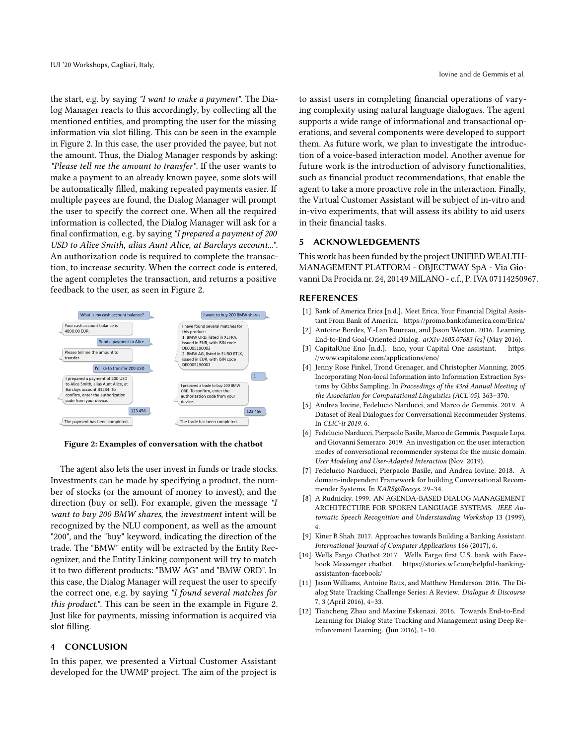the start, e.g. by saying *"I want to make a payment"*. The Dialog Manager reacts to this accordingly, by collecting all the mentioned entities, and prompting the user for the missing information via slot filling. This can be seen in the example in Figure 2. In this case, the user provided the payee, but not the amount. Thus, the Dialog Manager responds by asking: *"Please tell me the amount to transfer"*. If the user wants to make a payment to an already known payee, some slots will be automatically filled, making repeated payments easier. If multiple payees are found, the Dialog Manager will prompt the user to specify the correct one. When all the required information is collected, the Dialog Manager will ask for a final confirmation, e.g. by saying *"I prepared a payment of 200 USD to Alice Smith, alias Aunt Alice, at Barclays account..."*. An authorization code is required to complete the transaction, to increase security. When the correct code is entered, the agent completes the transaction, and returns a positive feedback to the user, as seen in Figure 2.

What is my cash account balance?

Your cash account balance is 4890.00 EUR.

Send a payment to Alice

Please tell me the amount to transfer

I'd like to transfer 200 USD

I prepared a payment of 200 USD to Alice Smith, alias Aunt Alice, at Barclays account B1234. To confirm, enter the authorization code from your device.

123 456

The payment has been completed.

I want to buy 200 BMW shares

I have found several matches for this product:
1. BMW ORD, listed in XETRA, issued in EUR, with ISIN code DE0005190003
2. BMW AG, listed in EURO ETLX, issued in EUR, with ISIN code DE0005190003

1

I prepared a trade to buy 200 BMW ORD. To confirm, enter the authorization code from your device.

123 456

The trade has been completed.

**Figure 2: Examples of conversation with the chatbot**

The agent also lets the user invest in funds or trade stocks. Investments can be made by specifying a product, the number of stocks (or the amount of money to invest), and the direction (buy or sell). For example, given the message *"I want to buy 200 BMW shares*, the *investment* intent will be recognized by the NLU component, as well as the amount "200", and the "buy" keyword, indicating the direction of the trade. The "BMW" entity will be extracted by the Entity Recognizer, and the Entity Linking component will try to match it to two different products: "BMW AG" and "BMW ORD". In this case, the Dialog Manager will request the user to specify the correct one, e.g. by saying *"I found several matches for this product."*. This can be seen in the example in Figure 2. Just like for payments, missing information is acquired via slot filling.

## 4 CONCLUSION

In this paper, we presented a Virtual Customer Assistant developed for the UWMP project. The aim of the project is to assist users in completing financial operations of varying complexity using natural language dialogues. The agent supports a wide range of informational and transactional operations, and several components were developed to support them. As future work, we plan to investigate the introduction of a voice-based interaction model. Another avenue for future work is the introduction of advisory functionalities, such as financial product recommendations, that enable the agent to take a more proactive role in the interaction. Finally, the Virtual Customer Assistant will be subject of in-vitro and in-vivo experiments, that will assess its ability to aid users in their financial tasks.

## 5 ACKNOWLEDGEMENTS

This work has been funded by the project UNIFIED WEALTH-MANAGEMENT PLATFORM - OBJECTWAY SpA - Via Giovanni Da Procida nr. 24, 20149 MILANO - c.f., P. IVA 07114250967.

## REFERENCES

[1] Bank of America Erica [n.d.]. Meet Erica, Your Financial Digital Assistant From Bank of America. https://promo.bankofamerica.com/Erica/

[2] Antoine Bordes, Y.-Lan Boureau, and Jason Weston. 2016. Learning End-to-End Goal-Oriented Dialog. *arXiv:1605.07683 [cs]* (May 2016).

[3] CapitalOne Eno [n.d.]. Eno, your Capital One assistant. https://www.capitalone.com/applications/eno/

[4] Jenny Rose Finkel, Trond Grenager, and Christopher Manning. 2005. Incorporating Non-local Information into Information Extraction Systems by Gibbs Sampling. In *Proceedings of the 43rd Annual Meeting of the Association for Computational Linguistics (ACL'05)*. 363–370.

[5] Andrea Iovine, Fedelucio Narducci, and Marco de Gemmis. 2019. A Dataset of Real Dialogues for Conversational Recommender Systems. In *CLiC-it 2019*. 6.

[6] Fedelucio Narducci, Pierpaolo Basile, Marco de Gemmis, Pasquale Lops, and Giovanni Semeraro. 2019. An investigation on the user interaction modes of conversational recommender systems for the music domain. *User Modeling and User-Adapted Interaction* (Nov. 2019).

[7] Fedelucio Narducci, Pierpaolo Basile, and Andrea Iovine. 2018. A domain-independent Framework for building Conversational Recommender Systems. In *KARS@Recsys*. 29–34.

[8] A Rudnicky. 1999. AN AGENDA-BASED DIALOG MANAGEMENT ARCHITECTURE FOR SPOKEN LANGUAGE SYSTEMS. *IEEE Automatic Speech Recognition and Understanding Workshop* 13 (1999), 4.

[9] Kiner B Shah. 2017. Approaches towards Building a Banking Assistant. *International Journal of Computer Applications* 166 (2017), 6.

[10] Wells Fargo Chatbot 2017. Wells Fargo first U.S. bank with Facebook Messenger chatbot. https://stories.wf.com/helpful-banking-assistanton-facebook/

[11] Jason Williams, Antoine Raux, and Matthew Henderson. 2016. The Dialog State Tracking Challenge Series: A Review. *Dialogue & Discourse* 7, 3 (April 2016), 4–33.

[12] Tiancheng Zhao and Maxine Eskenazi. 2016. Towards End-to-End Learning for Dialog State Tracking and Management using Deep Reinforcement Learning. (Jun 2016), 1–10.